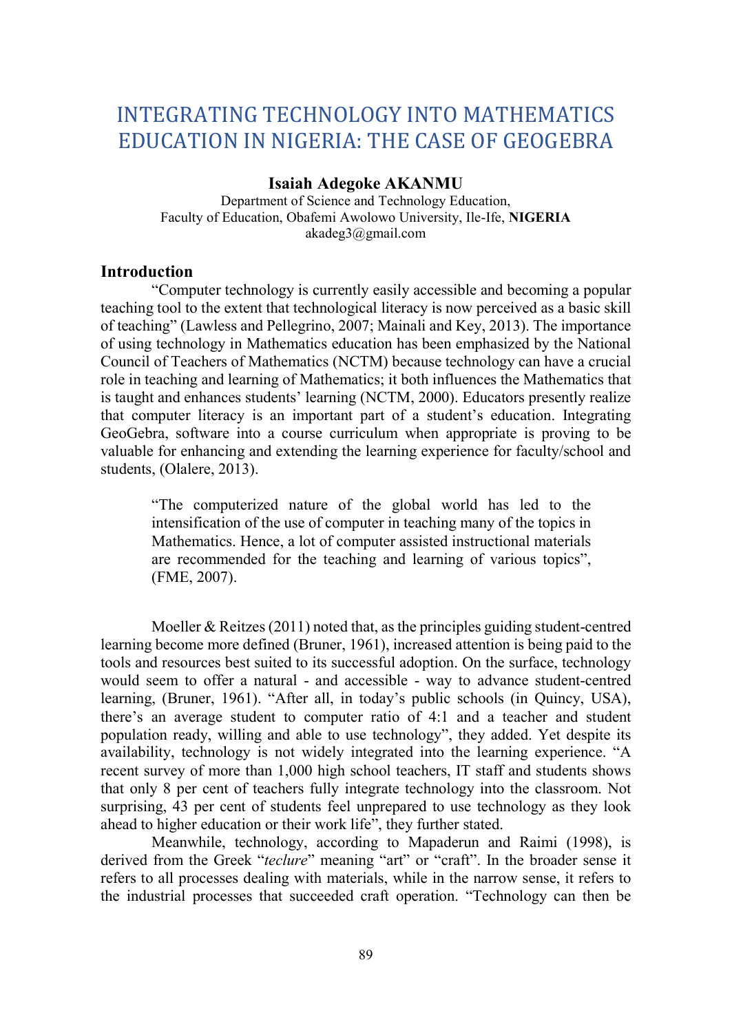# INTEGRATING TECHNOLOGY INTO MATHEMATICS EDUCATION IN NIGERIA: THE CASE OF GEOGEBRA

**Isaiah Adegoke AKANMU**

Department of Science and Technology Education,
Faculty of Education, Obafemi Awolowo University, Ile-Ife, **NIGERIA**
akadeg3@gmail.com

## Introduction

"Computer technology is currently easily accessible and becoming a popular teaching tool to the extent that technological literacy is now perceived as a basic skill of teaching" (Lawless and Pellegrino, 2007; Mainali and Key, 2013). The importance of using technology in Mathematics education has been emphasized by the National Council of Teachers of Mathematics (NCTM) because technology can have a crucial role in teaching and learning of Mathematics; it both influences the Mathematics that is taught and enhances students' learning (NCTM, 2000). Educators presently realize that computer literacy is an important part of a student's education. Integrating GeoGebra, software into a course curriculum when appropriate is proving to be valuable for enhancing and extending the learning experience for faculty/school and students, (Olalere, 2013).

> "The computerized nature of the global world has led to the intensification of the use of computer in teaching many of the topics in Mathematics. Hence, a lot of computer assisted instructional materials are recommended for the teaching and learning of various topics", (FME, 2007).

Moeller & Reitzes (2011) noted that, as the principles guiding student-centred learning become more defined (Bruner, 1961), increased attention is being paid to the tools and resources best suited to its successful adoption. On the surface, technology would seem to offer a natural - and accessible - way to advance student-centred learning, (Bruner, 1961). "After all, in today's public schools (in Quincy, USA), there's an average student to computer ratio of 4:1 and a teacher and student population ready, willing and able to use technology", they added. Yet despite its availability, technology is not widely integrated into the learning experience. "A recent survey of more than 1,000 high school teachers, IT staff and students shows that only 8 per cent of teachers fully integrate technology into the classroom. Not surprising, 43 per cent of students feel unprepared to use technology as they look ahead to higher education or their work life", they further stated.

Meanwhile, technology, according to Mapaderun and Raimi (1998), is derived from the Greek "*teclure*" meaning "art" or "craft". In the broader sense it refers to all processes dealing with materials, while in the narrow sense, it refers to the industrial processes that succeeded craft operation. "Technology can then be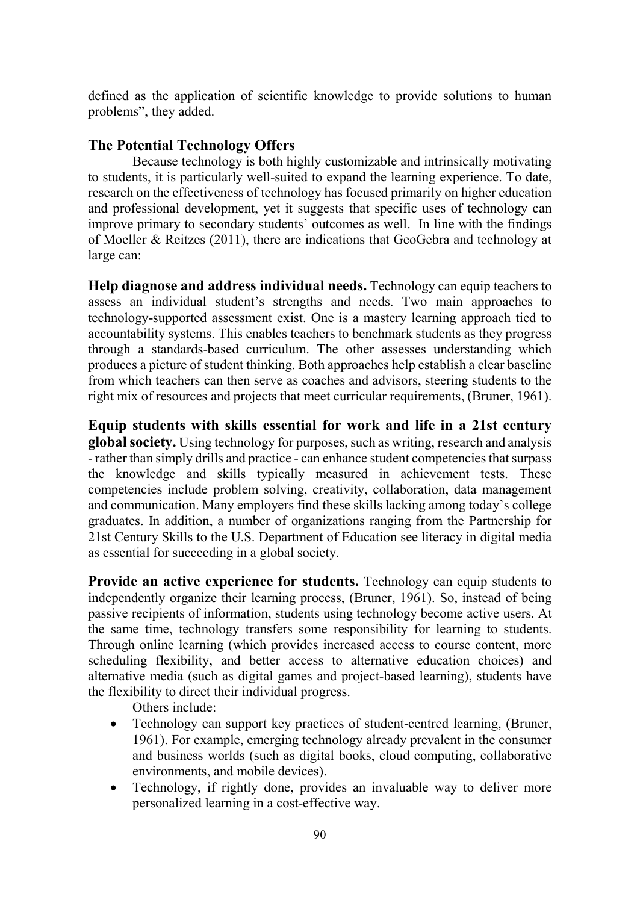defined as the application of scientific knowledge to provide solutions to human problems", they added.

### The Potential Technology Offers

Because technology is both highly customizable and intrinsically motivating to students, it is particularly well-suited to expand the learning experience. To date, research on the effectiveness of technology has focused primarily on higher education and professional development, yet it suggests that specific uses of technology can improve primary to secondary students' outcomes as well. In line with the findings of Moeller & Reitzes (2011), there are indications that GeoGebra and technology at large can:

**Help diagnose and address individual needs.** Technology can equip teachers to assess an individual student's strengths and needs. Two main approaches to technology-supported assessment exist. One is a mastery learning approach tied to accountability systems. This enables teachers to benchmark students as they progress through a standards-based curriculum. The other assesses understanding which produces a picture of student thinking. Both approaches help establish a clear baseline from which teachers can then serve as coaches and advisors, steering students to the right mix of resources and projects that meet curricular requirements, (Bruner, 1961).

**Equip students with skills essential for work and life in a 21st century global society.** Using technology for purposes, such as writing, research and analysis - rather than simply drills and practice - can enhance student competencies that surpass the knowledge and skills typically measured in achievement tests. These competencies include problem solving, creativity, collaboration, data management and communication. Many employers find these skills lacking among today's college graduates. In addition, a number of organizations ranging from the Partnership for 21st Century Skills to the U.S. Department of Education see literacy in digital media as essential for succeeding in a global society.

**Provide an active experience for students.** Technology can equip students to independently organize their learning process, (Bruner, 1961). So, instead of being passive recipients of information, students using technology become active users. At the same time, technology transfers some responsibility for learning to students. Through online learning (which provides increased access to course content, more scheduling flexibility, and better access to alternative education choices) and alternative media (such as digital games and project-based learning), students have the flexibility to direct their individual progress.

Others include:

- Technology can support key practices of student-centred learning, (Bruner, 1961). For example, emerging technology already prevalent in the consumer and business worlds (such as digital books, cloud computing, collaborative environments, and mobile devices).
- Technology, if rightly done, provides an invaluable way to deliver more personalized learning in a cost-effective way.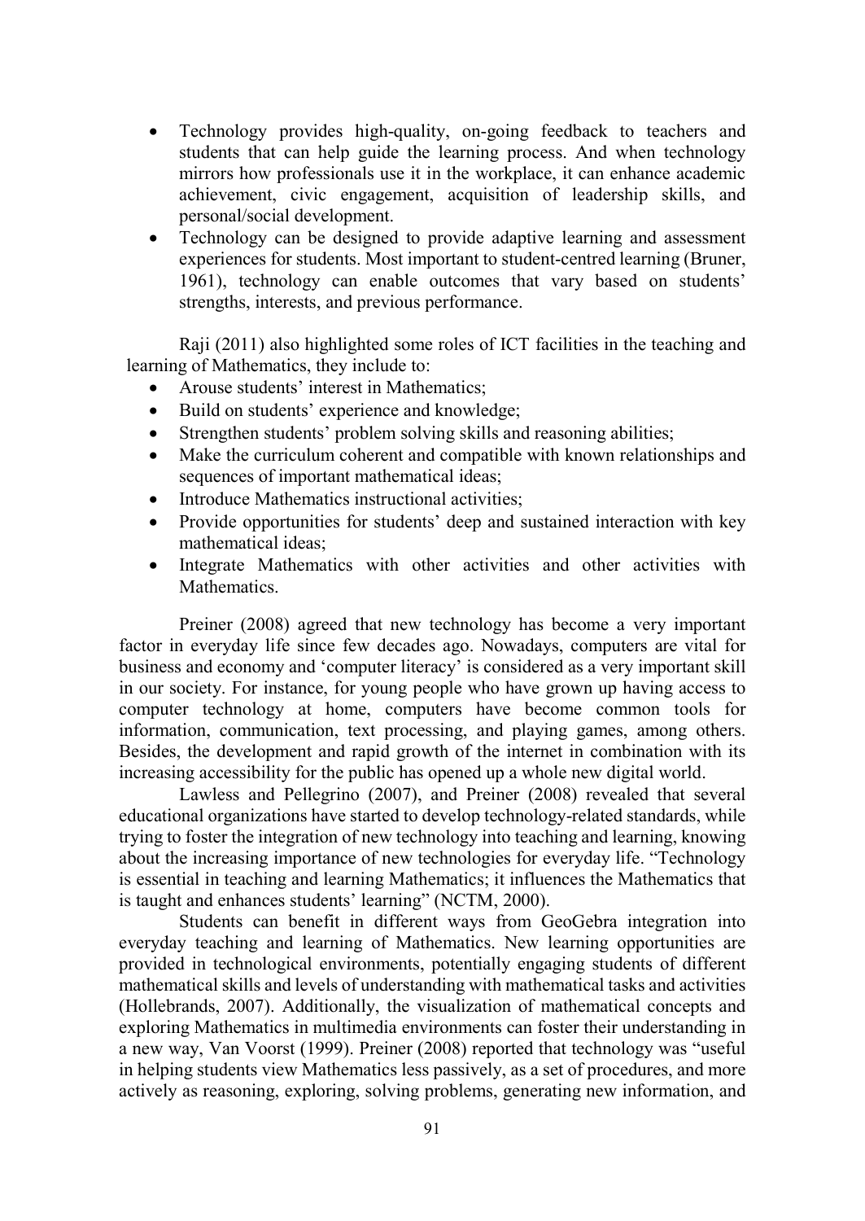- Technology provides high-quality, on-going feedback to teachers and students that can help guide the learning process. And when technology mirrors how professionals use it in the workplace, it can enhance academic achievement, civic engagement, acquisition of leadership skills, and personal/social development.
- Technology can be designed to provide adaptive learning and assessment experiences for students. Most important to student-centred learning (Bruner, 1961), technology can enable outcomes that vary based on students' strengths, interests, and previous performance.

Raji (2011) also highlighted some roles of ICT facilities in the teaching and learning of Mathematics, they include to:

- Arouse students' interest in Mathematics;
- Build on students' experience and knowledge;
- Strengthen students' problem solving skills and reasoning abilities;
- Make the curriculum coherent and compatible with known relationships and sequences of important mathematical ideas;
- Introduce Mathematics instructional activities;
- Provide opportunities for students' deep and sustained interaction with key mathematical ideas;
- Integrate Mathematics with other activities and other activities with Mathematics.

Preiner (2008) agreed that new technology has become a very important factor in everyday life since few decades ago. Nowadays, computers are vital for business and economy and 'computer literacy' is considered as a very important skill in our society. For instance, for young people who have grown up having access to computer technology at home, computers have become common tools for information, communication, text processing, and playing games, among others. Besides, the development and rapid growth of the internet in combination with its increasing accessibility for the public has opened up a whole new digital world.

Lawless and Pellegrino (2007), and Preiner (2008) revealed that several educational organizations have started to develop technology-related standards, while trying to foster the integration of new technology into teaching and learning, knowing about the increasing importance of new technologies for everyday life. "Technology is essential in teaching and learning Mathematics; it influences the Mathematics that is taught and enhances students' learning" (NCTM, 2000).

Students can benefit in different ways from GeoGebra integration into everyday teaching and learning of Mathematics. New learning opportunities are provided in technological environments, potentially engaging students of different mathematical skills and levels of understanding with mathematical tasks and activities (Hollebrands, 2007). Additionally, the visualization of mathematical concepts and exploring Mathematics in multimedia environments can foster their understanding in a new way, Van Voorst (1999). Preiner (2008) reported that technology was "useful in helping students view Mathematics less passively, as a set of procedures, and more actively as reasoning, exploring, solving problems, generating new information, and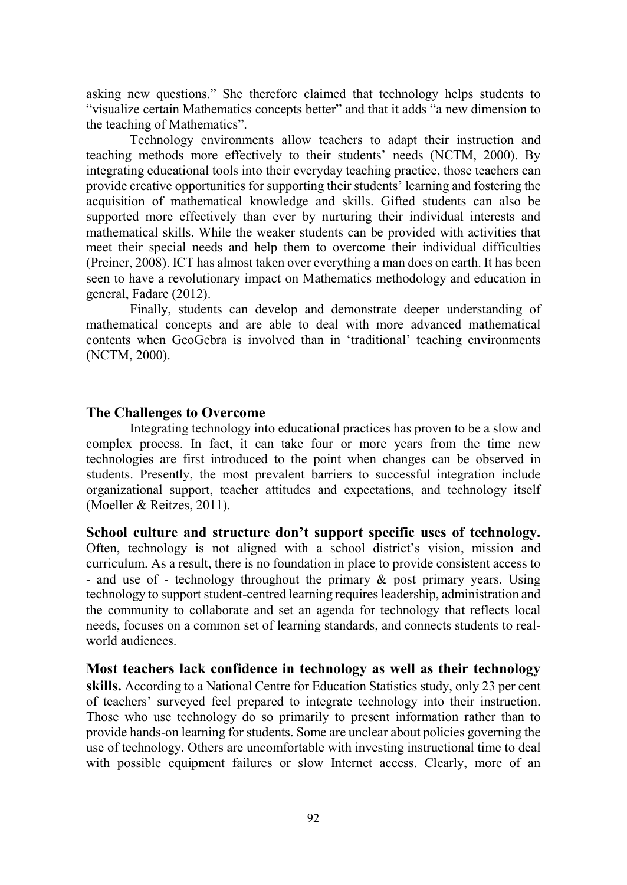asking new questions." She therefore claimed that technology helps students to "visualize certain Mathematics concepts better" and that it adds "a new dimension to the teaching of Mathematics".

Technology environments allow teachers to adapt their instruction and teaching methods more effectively to their students' needs (NCTM, 2000). By integrating educational tools into their everyday teaching practice, those teachers can provide creative opportunities for supporting their students' learning and fostering the acquisition of mathematical knowledge and skills. Gifted students can also be supported more effectively than ever by nurturing their individual interests and mathematical skills. While the weaker students can be provided with activities that meet their special needs and help them to overcome their individual difficulties (Preiner, 2008). ICT has almost taken over everything a man does on earth. It has been seen to have a revolutionary impact on Mathematics methodology and education in general, Fadare (2012).

Finally, students can develop and demonstrate deeper understanding of mathematical concepts and are able to deal with more advanced mathematical contents when GeoGebra is involved than in 'traditional' teaching environments (NCTM, 2000).

## The Challenges to Overcome

Integrating technology into educational practices has proven to be a slow and complex process. In fact, it can take four or more years from the time new technologies are first introduced to the point when changes can be observed in students. Presently, the most prevalent barriers to successful integration include organizational support, teacher attitudes and expectations, and technology itself (Moeller & Reitzes, 2011).

**School culture and structure don't support specific uses of technology.** Often, technology is not aligned with a school district's vision, mission and curriculum. As a result, there is no foundation in place to provide consistent access to - and use of - technology throughout the primary & post primary years. Using technology to support student-centred learning requires leadership, administration and the community to collaborate and set an agenda for technology that reflects local needs, focuses on a common set of learning standards, and connects students to real-world audiences.

**Most teachers lack confidence in technology as well as their technology skills.** According to a National Centre for Education Statistics study, only 23 per cent of teachers' surveyed feel prepared to integrate technology into their instruction. Those who use technology do so primarily to present information rather than to provide hands-on learning for students. Some are unclear about policies governing the use of technology. Others are uncomfortable with investing instructional time to deal with possible equipment failures or slow Internet access. Clearly, more of an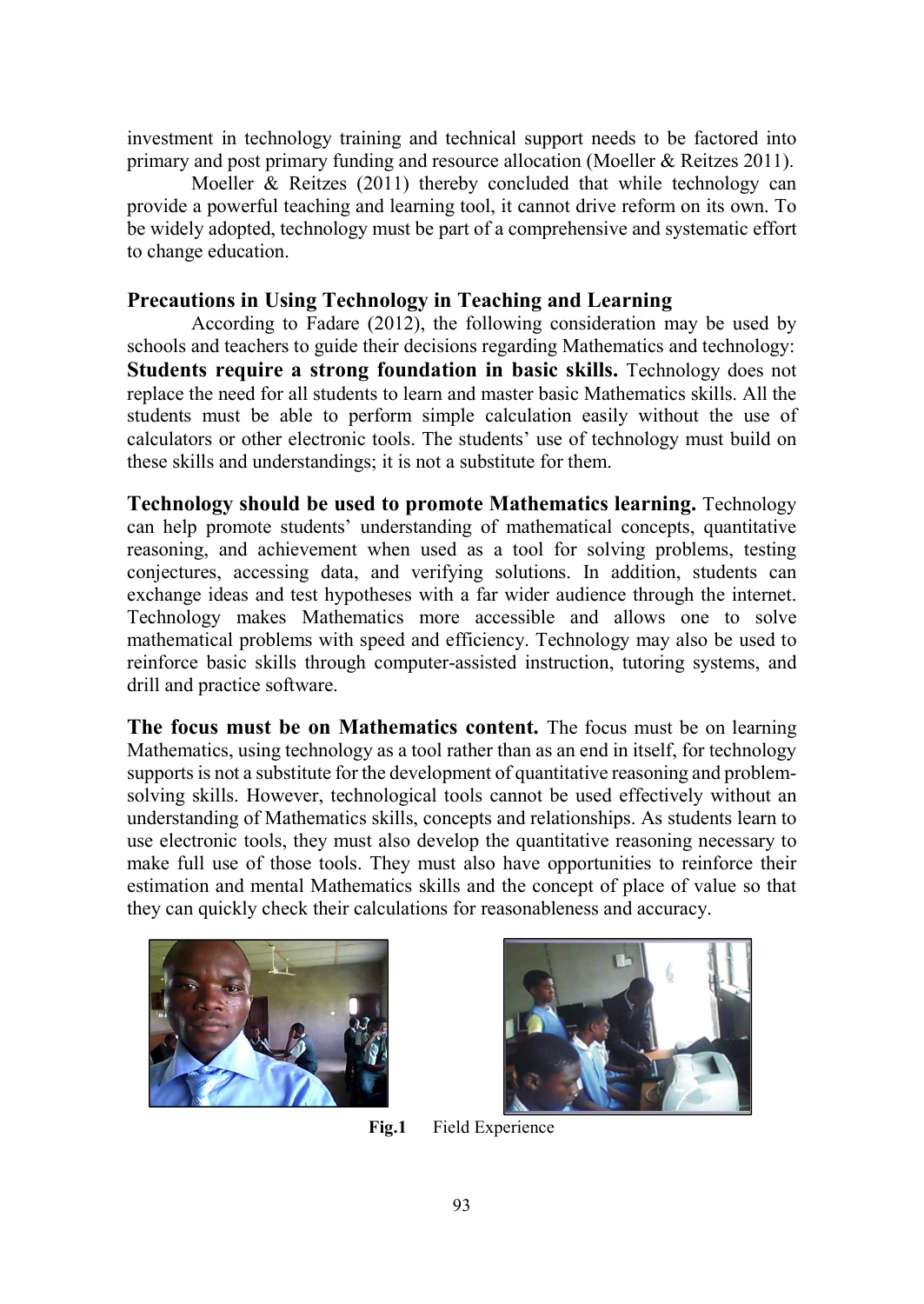investment in technology training and technical support needs to be factored into primary and post primary funding and resource allocation (Moeller & Reitzes 2011).

Moeller & Reitzes (2011) thereby concluded that while technology can provide a powerful teaching and learning tool, it cannot drive reform on its own. To be widely adopted, technology must be part of a comprehensive and systematic effort to change education.

## Precautions in Using Technology in Teaching and Learning

According to Fadare (2012), the following consideration may be used by schools and teachers to guide their decisions regarding Mathematics and technology: **Students require a strong foundation in basic skills.** Technology does not replace the need for all students to learn and master basic Mathematics skills. All the students must be able to perform simple calculation easily without the use of calculators or other electronic tools. The students' use of technology must build on these skills and understandings; it is not a substitute for them.

**Technology should be used to promote Mathematics learning.** Technology can help promote students' understanding of mathematical concepts, quantitative reasoning, and achievement when used as a tool for solving problems, testing conjectures, accessing data, and verifying solutions. In addition, students can exchange ideas and test hypotheses with a far wider audience through the internet. Technology makes Mathematics more accessible and allows one to solve mathematical problems with speed and efficiency. Technology may also be used to reinforce basic skills through computer-assisted instruction, tutoring systems, and drill and practice software.

**The focus must be on Mathematics content.** The focus must be on learning Mathematics, using technology as a tool rather than as an end in itself, for technology supports is not a substitute for the development of quantitative reasoning and problem-solving skills. However, technological tools cannot be used effectively without an understanding of Mathematics skills, concepts and relationships. As students learn to use electronic tools, they must also develop the quantitative reasoning necessary to make full use of those tools. They must also have opportunities to reinforce their estimation and mental Mathematics skills and the concept of place of value so that they can quickly check their calculations for reasonableness and accuracy.

**Fig.1** Field Experience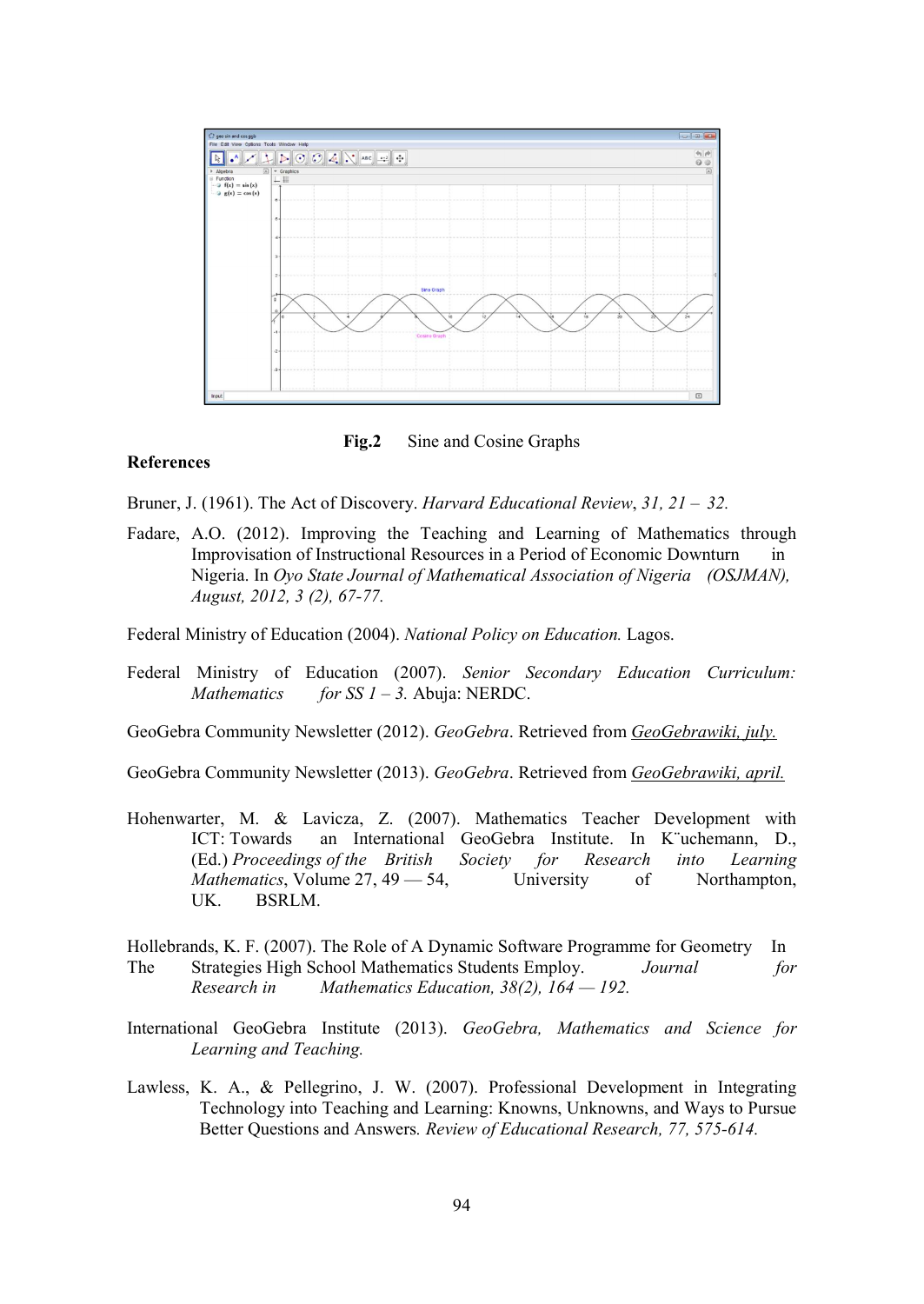**Fig.2** Sine and Cosine Graphs

## References

Bruner, J. (1961). The Act of Discovery. *Harvard Educational Review*, *31, 21 – 32.*

Fadare, A.O. (2012). Improving the Teaching and Learning of Mathematics through Improvisation of Instructional Resources in a Period of Economic Downturn in Nigeria. In *Oyo State Journal of Mathematical Association of Nigeria (OSJMAN), August, 2012, 3 (2), 67-77.*

Federal Ministry of Education (2004). *National Policy on Education.* Lagos.

Federal Ministry of Education (2007). *Senior Secondary Education Curriculum: Mathematics for SS 1 – 3.* Abuja: NERDC.

GeoGebra Community Newsletter (2012). *GeoGebra*. Retrieved from *GeoGebrawiki, july.*

GeoGebra Community Newsletter (2013). *GeoGebra*. Retrieved from *GeoGebrawiki, april.*

Hohenwarter, M. & Lavicza, Z. (2007). Mathematics Teacher Development with ICT: Towards an International GeoGebra Institute. In K¨uchemann, D., (Ed.) *Proceedings of the British Society for Research into Learning Mathematics*, Volume 27, 49 — 54, University of Northampton, UK. BSRLM.

Hollebrands, K. F. (2007). The Role of A Dynamic Software Programme for Geometry In The Strategies High School Mathematics Students Employ. *Journal for Research in Mathematics Education, 38(2), 164 — 192.*

International GeoGebra Institute (2013). *GeoGebra, Mathematics and Science for Learning and Teaching.*

Lawless, K. A., & Pellegrino, J. W. (2007). Professional Development in Integrating Technology into Teaching and Learning: Knowns, Unknowns, and Ways to Pursue Better Questions and Answers. *Review of Educational Research, 77, 575-614.*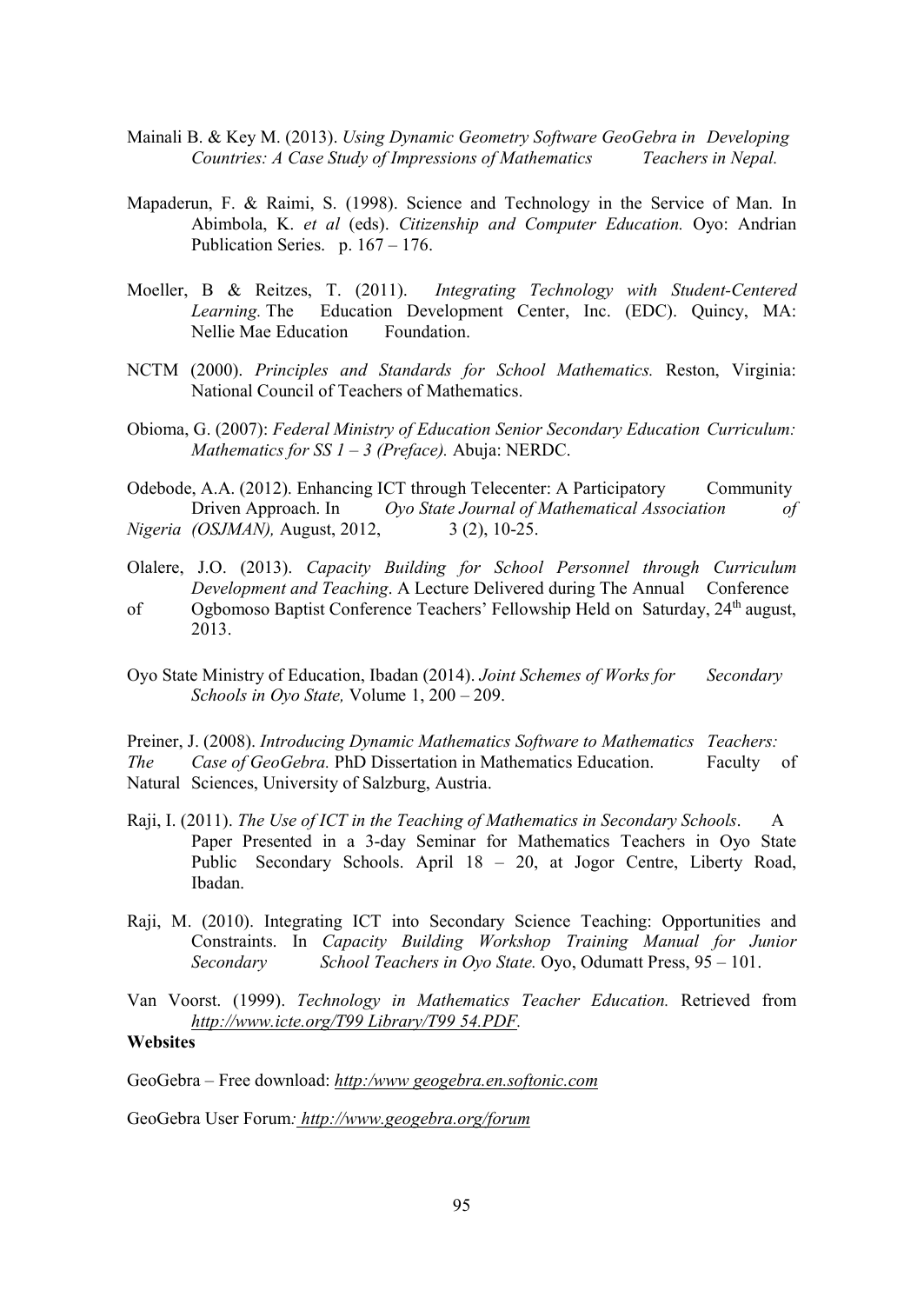Mainali B. & Key M. (2013). *Using Dynamic Geometry Software GeoGebra in Developing Countries: A Case Study of Impressions of Mathematics Teachers in Nepal.*

Mapaderun, F. & Raimi, S. (1998). Science and Technology in the Service of Man. In Abimbola, K. *et al* (eds). *Citizenship and Computer Education.* Oyo: Andrian Publication Series. p. 167 – 176.

Moeller, B & Reitzes, T. (2011). *Integrating Technology with Student-Centered Learning.* The Education Development Center, Inc. (EDC). Quincy, MA: Nellie Mae Education Foundation.

NCTM (2000). *Principles and Standards for School Mathematics.* Reston, Virginia: National Council of Teachers of Mathematics.

Obioma, G. (2007): *Federal Ministry of Education Senior Secondary Education Curriculum: Mathematics for SS 1 – 3 (Preface).* Abuja: NERDC.

Odebode, A.A. (2012). Enhancing ICT through Telecenter: A Participatory Community Driven Approach. In *Oyo State Journal of Mathematical Association of Nigeria (OSJMAN),* August, 2012, 3 (2), 10-25.

Olalere, J.O. (2013). *Capacity Building for School Personnel through Curriculum Development and Teaching*. A Lecture Delivered during The Annual Conference of Ogbomoso Baptist Conference Teachers' Fellowship Held on Saturday, 24th august, 2013.

Oyo State Ministry of Education, Ibadan (2014). *Joint Schemes of Works for Secondary Schools in Oyo State,* Volume 1, 200 – 209.

Preiner, J. (2008). *Introducing Dynamic Mathematics Software to Mathematics Teachers: The Case of GeoGebra.* PhD Dissertation in Mathematics Education. Faculty of Natural Sciences, University of Salzburg, Austria.

Raji, I. (2011). *The Use of ICT in the Teaching of Mathematics in Secondary Schools*. A Paper Presented in a 3-day Seminar for Mathematics Teachers in Oyo State Public Secondary Schools. April 18 – 20, at Jogor Centre, Liberty Road, Ibadan.

Raji, M. (2010). Integrating ICT into Secondary Science Teaching: Opportunities and Constraints. In *Capacity Building Workshop Training Manual for Junior Secondary School Teachers in Oyo State.* Oyo, Odumatt Press, 95 – 101.

Van Voorst. (1999). *Technology in Mathematics Teacher Education.* Retrieved from *http://www.icte.org/T99 Library/T99 54.PDF.*

**Websites**

GeoGebra – Free download: *http:/www geogebra.en.softonic.com*

GeoGebra User Forum*: http://www.geogebra.org/forum*